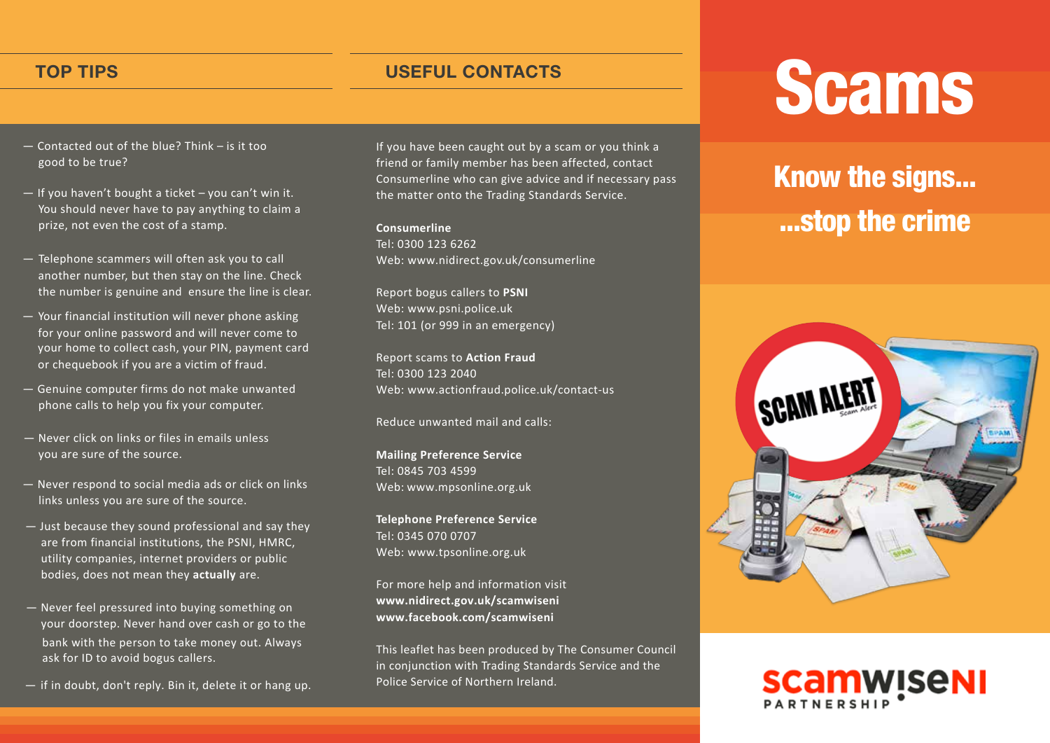## TOP TIPS

- Contacted out of the blue? Think – is it too good to be true?
- If you haven't bought a ticket – you can't win it. You should never have to pay anything to claim a prize, not even the cost of a stamp.
- Telephone scammers will often ask you to call another number, but then stay on the line. Check the number is genuine and ensure the line is clear.
- Your financial institution will never phone asking for your online password and will never come to your home to collect cash, your PIN, payment card or chequebook if you are a victim of fraud.
- Genuine computer firms do not make unwanted phone calls to help you fix your computer.
- Never click on links or files in emails unless you are sure of the source.
- Never respond to social media ads or click on links links unless you are sure of the source.
- Just because they sound professional and say they are from financial institutions, the PSNI, HMRC, utility companies, internet providers or public bodies, does not mean they **actually** are.
- Never feel pressured into buying something on your doorstep. Never hand over cash or go to the bank with the person to take money out. Always ask for ID to avoid bogus callers.
- if in doubt, don't reply. Bin it, delete it or hang up.

## USEFUL CONTACTS

If you have been caught out by a scam or you think a friend or family member has been affected, contact Consumerline who can give advice and if necessary pass the matter onto the Trading Standards Service.

**Consumerline**
Tel: 0300 123 6262
Web: www.nidirect.gov.uk/consumerline

Report bogus callers to **PSNI**
Web: www.psni.police.uk
Tel: 101 (or 999 in an emergency)

Report scams to **Action Fraud**
Tel: 0300 123 2040
Web: www.actionfraud.police.uk/contact-us

Reduce unwanted mail and calls:

**Mailing Preference Service**
Tel: 0845 703 4599
Web: www.mpsonline.org.uk

**Telephone Preference Service**
Tel: 0345 070 0707
Web: www.tpsonline.org.uk

For more help and information visit
**www.nidirect.gov.uk/scamwiseni**
**www.facebook.com/scamwiseni**

This leaflet has been produced by The Consumer Council in conjunction with Trading Standards Service and the Police Service of Northern Ireland.

# Scams

## Know the signs... ...stop the crime

scamwiseNI PARTNERSHIP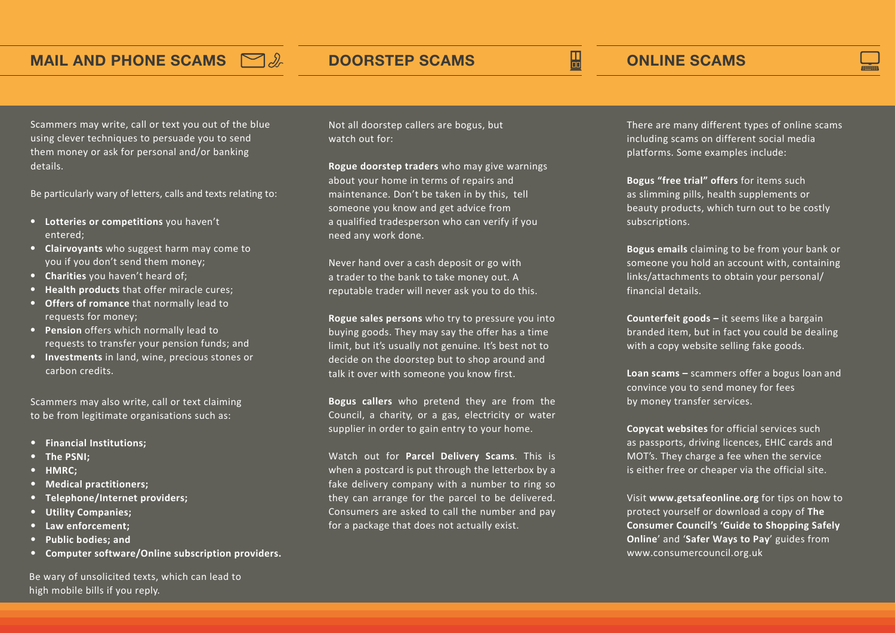## MAIL AND PHONE SCAMS

Scammers may write, call or text you out of the blue using clever techniques to persuade you to send them money or ask for personal and/or banking details.

Be particularly wary of letters, calls and texts relating to:

- **Lotteries or competitions** you haven't entered;
- **Clairvoyants** who suggest harm may come to you if you don't send them money;
- **Charities** you haven't heard of;
- **Health products** that offer miracle cures;
- **Offers of romance** that normally lead to requests for money;
- **Pension** offers which normally lead to requests to transfer your pension funds; and
- **Investments** in land, wine, precious stones or carbon credits.

Scammers may also write, call or text claiming to be from legitimate organisations such as:

- **Financial Institutions;**
- **The PSNI;**
- **HMRC;**
- **Medical practitioners;**
- **Telephone/Internet providers;**
- **Utility Companies;**
- **Law enforcement;**
- **Public bodies; and**
- **Computer software/Online subscription providers.**

Be wary of unsolicited texts, which can lead to high mobile bills if you reply.

## DOORSTEP SCAMS

Not all doorstep callers are bogus, but watch out for:

**Rogue doorstep traders** who may give warnings about your home in terms of repairs and maintenance. Don't be taken in by this, tell someone you know and get advice from a qualified tradesperson who can verify if you need any work done.

Never hand over a cash deposit or go with a trader to the bank to take money out. A reputable trader will never ask you to do this.

**Rogue sales persons** who try to pressure you into buying goods. They may say the offer has a time limit, but it's usually not genuine. It's best not to decide on the doorstep but to shop around and talk it over with someone you know first.

**Bogus callers** who pretend they are from the Council, a charity, or a gas, electricity or water supplier in order to gain entry to your home.

Watch out for **Parcel Delivery Scams**. This is when a postcard is put through the letterbox by a fake delivery company with a number to ring so they can arrange for the parcel to be delivered. Consumers are asked to call the number and pay for a package that does not actually exist.

## ONLINE SCAMS

There are many different types of online scams including scams on different social media platforms. Some examples include:

**Bogus "free trial" offers** for items such as slimming pills, health supplements or beauty products, which turn out to be costly subscriptions.

**Bogus emails** claiming to be from your bank or someone you hold an account with, containing links/attachments to obtain your personal/ financial details.

**Counterfeit goods –** it seems like a bargain branded item, but in fact you could be dealing with a copy website selling fake goods.

**Loan scams –** scammers offer a bogus loan and convince you to send money for fees by money transfer services.

**Copycat websites** for official services such as passports, driving licences, EHIC cards and MOT's. They charge a fee when the service is either free or cheaper via the official site.

Visit **www.getsafeonline.org** for tips on how to protect yourself or download a copy of **The Consumer Council's 'Guide to Shopping Safely Online**' and '**Safer Ways to Pay**' guides from www.consumercouncil.org.uk